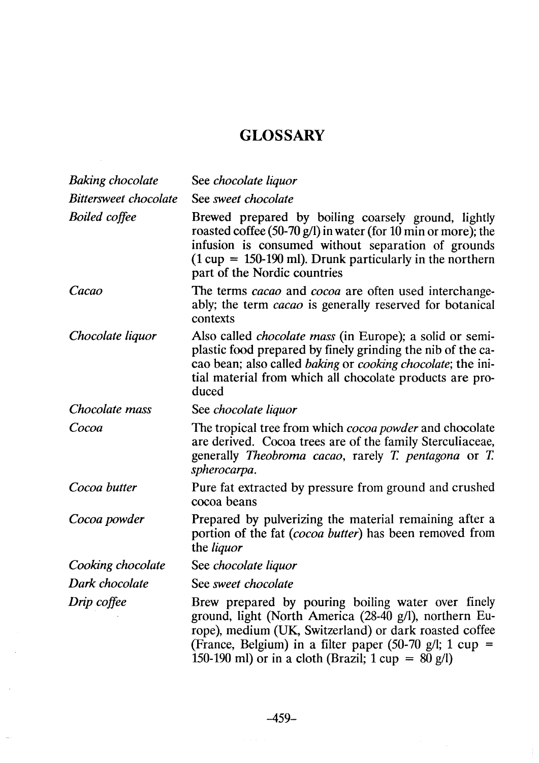# GLOSSARY

| | |
|---|---|
| *Baking chocolate* | See *chocolate liquor* |
| *Bittersweet chocolate* | See *sweet chocolate* |
| *Boiled coffee* | Brewed prepared by boiling coarsely ground, lightly roasted coffee (50-70 g/l) in water (for 10 min or more); the infusion is consumed without separation of grounds (1 cup = 150-190 ml). Drunk particularly in the northern part of the Nordic countries |
| *Cacao* | The terms *cacao* and *cocoa* are often used interchangeably; the term *cacao* is generally reserved for botanical contexts |
| *Chocolate liquor* | Also called *chocolate mass* (in Europe); a solid or semi-plastic food prepared by finely grinding the nib of the cacao bean; also called *baking* or *cooking chocolate*; the initial material from which all chocolate products are produced |
| *Chocolate mass* | See *chocolate liquor* |
| *Cocoa* | The tropical tree from which *cocoa powder* and chocolate are derived. Cocoa trees are of the family Sterculiaceae, generally *Theobroma cacao*, rarely *T. pentagona* or *T. spherocarpa*. |
| *Cocoa butter* | Pure fat extracted by pressure from ground and crushed cocoa beans |
| *Cocoa powder* | Prepared by pulverizing the material remaining after a portion of the fat (*cocoa butter*) has been removed from the *liquor* |
| *Cooking chocolate* | See *chocolate liquor* |
| *Dark chocolate* | See *sweet chocolate* |
| *Drip coffee* | Brew prepared by pouring boiling water over finely ground, light (North America (28-40 g/l), northern Europe), medium (UK, Switzerland) or dark roasted coffee (France, Belgium) in a filter paper (50-70 g/l; 1 cup = 150-190 ml) or in a cloth (Brazil; 1 cup = 80 g/l) |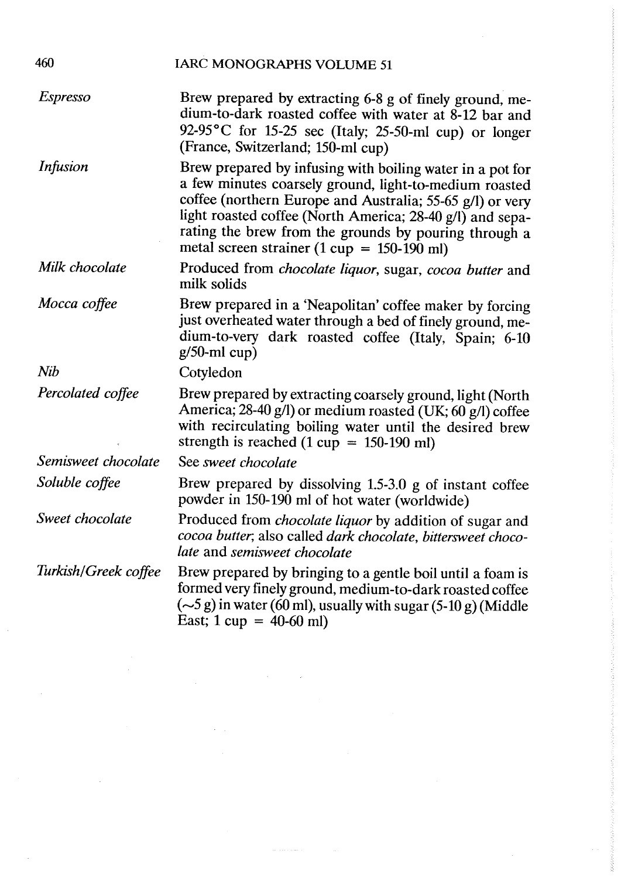| | |
|---|---|
| *Espresso* | Brew prepared by extracting 6-8 g of finely ground, medium-to-dark roasted coffee with water at 8-12 bar and 92-95°C for 15-25 sec (Italy; 25-50-ml cup) or longer (France, Switzerland; 150-ml cup) |
| *Infusion* | Brew prepared by infusing with boiling water in a pot for a few minutes coarsely ground, light-to-medium roasted coffee (northern Europe and Australia; 55-65 g/l) or very light roasted coffee (North America; 28-40 g/l) and separating the brew from the grounds by pouring through a metal screen strainer (1 cup = 150-190 ml) |
| *Milk chocolate* | Produced from *chocolate liquor*, sugar, *cocoa butter* and milk solids |
| *Mocca coffee* | Brew prepared in a 'Neapolitan' coffee maker by forcing just overheated water through a bed of finely ground, medium-to-very dark roasted coffee (Italy, Spain; 6-10 g/50-ml cup) |
| *Nib* | Cotyledon |
| *Percolated coffee* | Brew prepared by extracting coarsely ground, light (North America; 28-40 g/l) or medium roasted (UK; 60 g/l) coffee with recirculating boiling water until the desired brew strength is reached (1 cup = 150-190 ml) |
| *Semisweet chocolate* | See *sweet chocolate* |
| *Soluble coffee* | Brew prepared by dissolving 1.5-3.0 g of instant coffee powder in 150-190 ml of hot water (worldwide) |
| *Sweet chocolate* | Produced from *chocolate liquor* by addition of sugar and *cocoa butter*; also called *dark chocolate, bittersweet chocolate* and *semisweet chocolate* |
| *Turkish/Greek coffee* | Brew prepared by bringing to a gentle boil until a foam is formed very finely ground, medium-to-dark roasted coffee (~5 g) in water (60 ml), usually with sugar (5-10 g) (Middle East; 1 cup = 40-60 ml) |